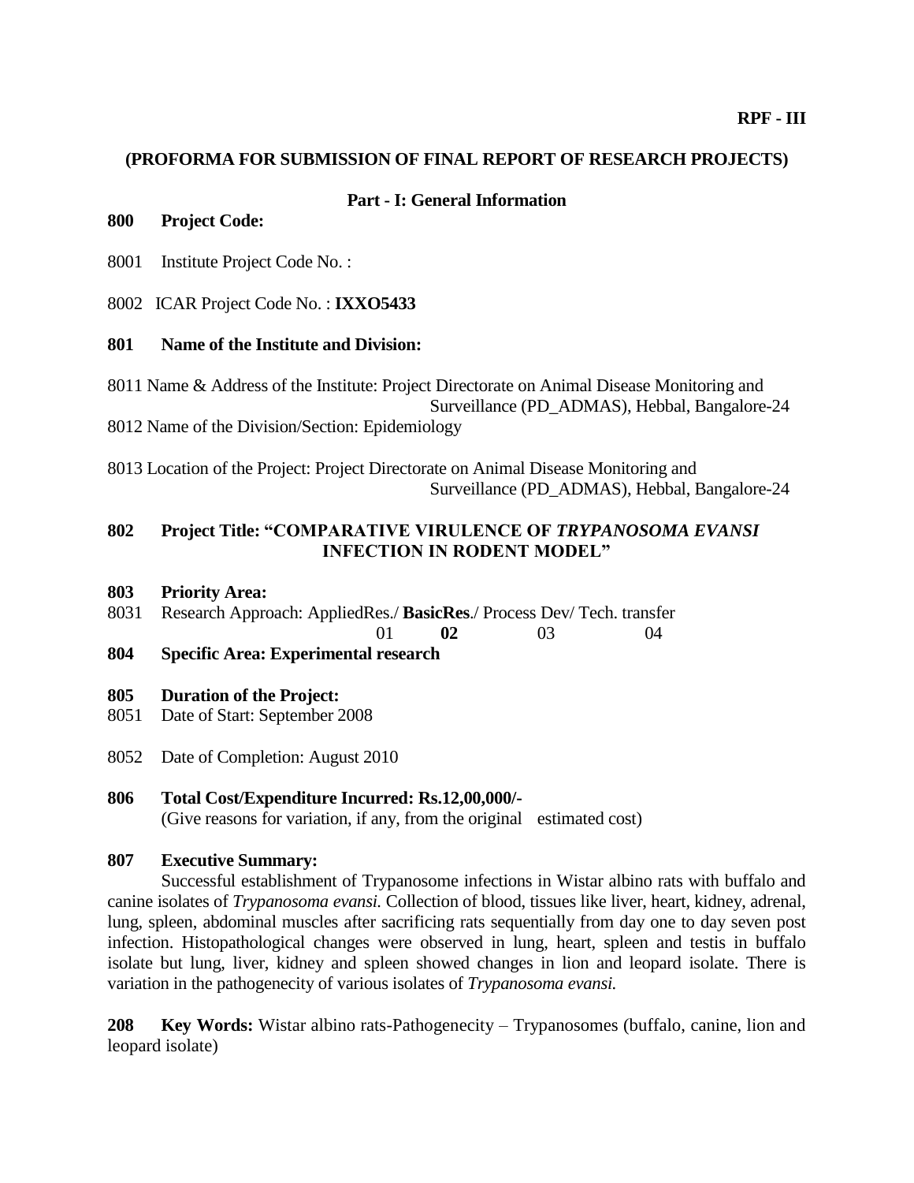**RPF - III**

## (PROFORMA FOR SUBMISSION OF FINAL REPORT OF RESEARCH PROJECTS)

### Part - I: General Information

**800 Project Code:**

8001 Institute Project Code No. :

8002 ICAR Project Code No. : **IXXO5433**

**801 Name of the Institute and Division:**

8011 Name & Address of the Institute: Project Directorate on Animal Disease Monitoring and Surveillance (PD_ADMAS), Hebbal, Bangalore-24

8012 Name of the Division/Section: Epidemiology

8013 Location of the Project: Project Directorate on Animal Disease Monitoring and Surveillance (PD_ADMAS), Hebbal, Bangalore-24

**802 Project Title: "COMPARATIVE VIRULENCE OF *TRYPANOSOMA EVANSI* INFECTION IN RODENT MODEL"**

**803 Priority Area:**

8031 Research Approach: AppliedRes./ **BasicRes**./ Process Dev/ Tech. transfer

01 **02** 03 04

**804 Specific Area: Experimental research**

**805 Duration of the Project:**

8051 Date of Start: September 2008

8052 Date of Completion: August 2010

**806 Total Cost/Expenditure Incurred: Rs.12,00,000/-**

(Give reasons for variation, if any, from the original estimated cost)

**807 Executive Summary:**

Successful establishment of Trypanosome infections in Wistar albino rats with buffalo and canine isolates of *Trypanosoma evansi.* Collection of blood, tissues like liver, heart, kidney, adrenal, lung, spleen, abdominal muscles after sacrificing rats sequentially from day one to day seven post infection. Histopathological changes were observed in lung, heart, spleen and testis in buffalo isolate but lung, liver, kidney and spleen showed changes in lion and leopard isolate. There is variation in the pathogenecity of various isolates of *Trypanosoma evansi.*

**208 Key Words:** Wistar albino rats-Pathogenecity – Trypanosomes (buffalo, canine, lion and leopard isolate)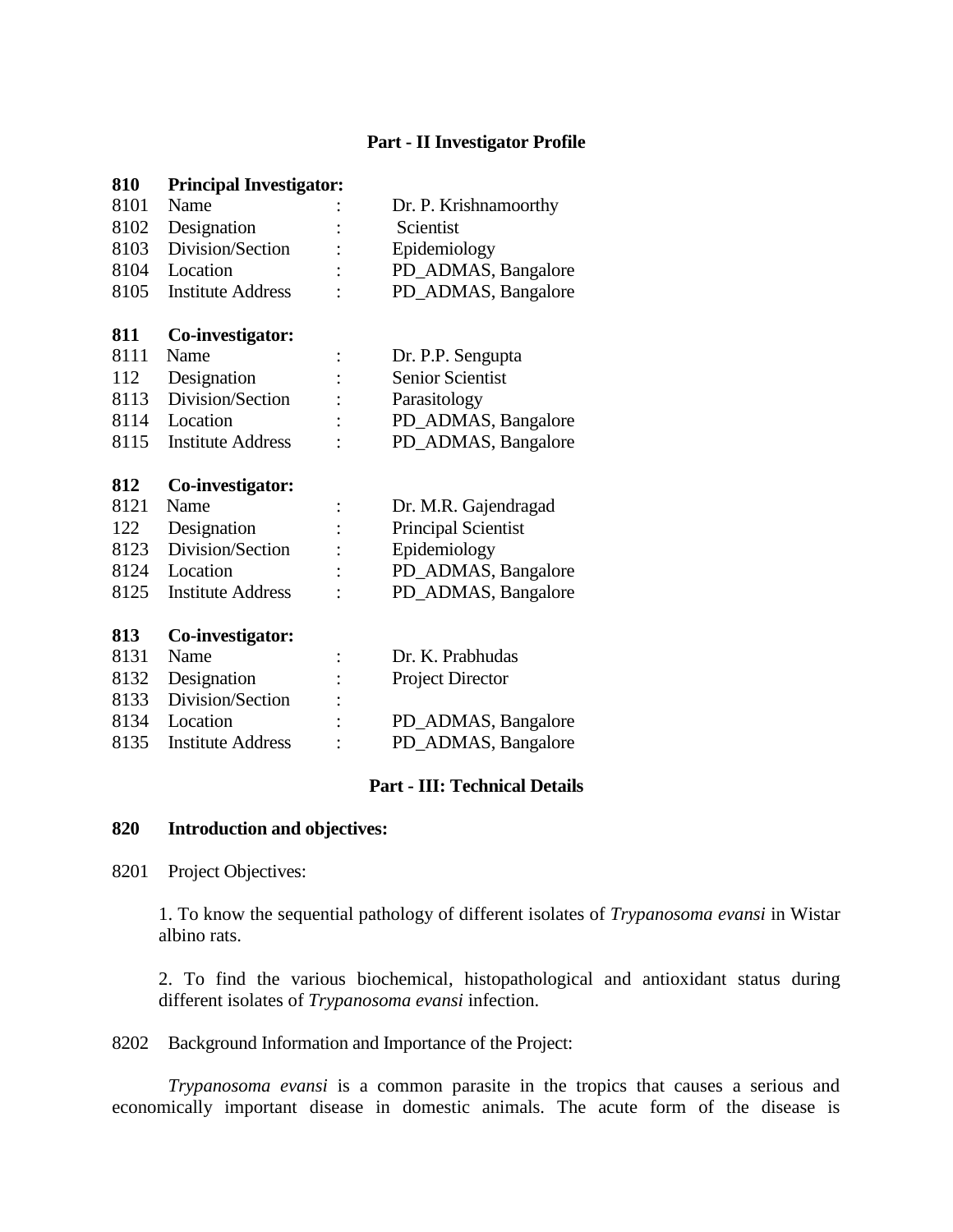## Part - II Investigator Profile

**810 Principal Investigator:**

| | | | |
|---|---|---|---|
| 8101 | Name | : | Dr. P. Krishnamoorthy |
| 8102 | Designation | : | Scientist |
| 8103 | Division/Section | : | Epidemiology |
| 8104 | Location | : | PD_ADMAS, Bangalore |
| 8105 | Institute Address | : | PD_ADMAS, Bangalore |

**811 Co-investigator:**

| | | | |
|---|---|---|---|
| 8111 | Name | : | Dr. P.P. Sengupta |
| 112 | Designation | : | Senior Scientist |
| 8113 | Division/Section | : | Parasitology |
| 8114 | Location | : | PD_ADMAS, Bangalore |
| 8115 | Institute Address | : | PD_ADMAS, Bangalore |

**812 Co-investigator:**

| | | | |
|---|---|---|---|
| 8121 | Name | : | Dr. M.R. Gajendragad |
| 122 | Designation | : | Principal Scientist |
| 8123 | Division/Section | : | Epidemiology |
| 8124 | Location | : | PD_ADMAS, Bangalore |
| 8125 | Institute Address | : | PD_ADMAS, Bangalore |

**813 Co-investigator:**

| | | | |
|---|---|---|---|
| 8131 | Name | : | Dr. K. Prabhudas |
| 8132 | Designation | : | Project Director |
| 8133 | Division/Section | : | |
| 8134 | Location | : | PD_ADMAS, Bangalore |
| 8135 | Institute Address | : | PD_ADMAS, Bangalore |

## Part - III: Technical Details

**820 Introduction and objectives:**

8201 Project Objectives:

1. To know the sequential pathology of different isolates of *Trypanosoma evansi* in Wistar albino rats.

2. To find the various biochemical, histopathological and antioxidant status during different isolates of *Trypanosoma evansi* infection.

8202 Background Information and Importance of the Project:

*Trypanosoma evansi* is a common parasite in the tropics that causes a serious and economically important disease in domestic animals. The acute form of the disease is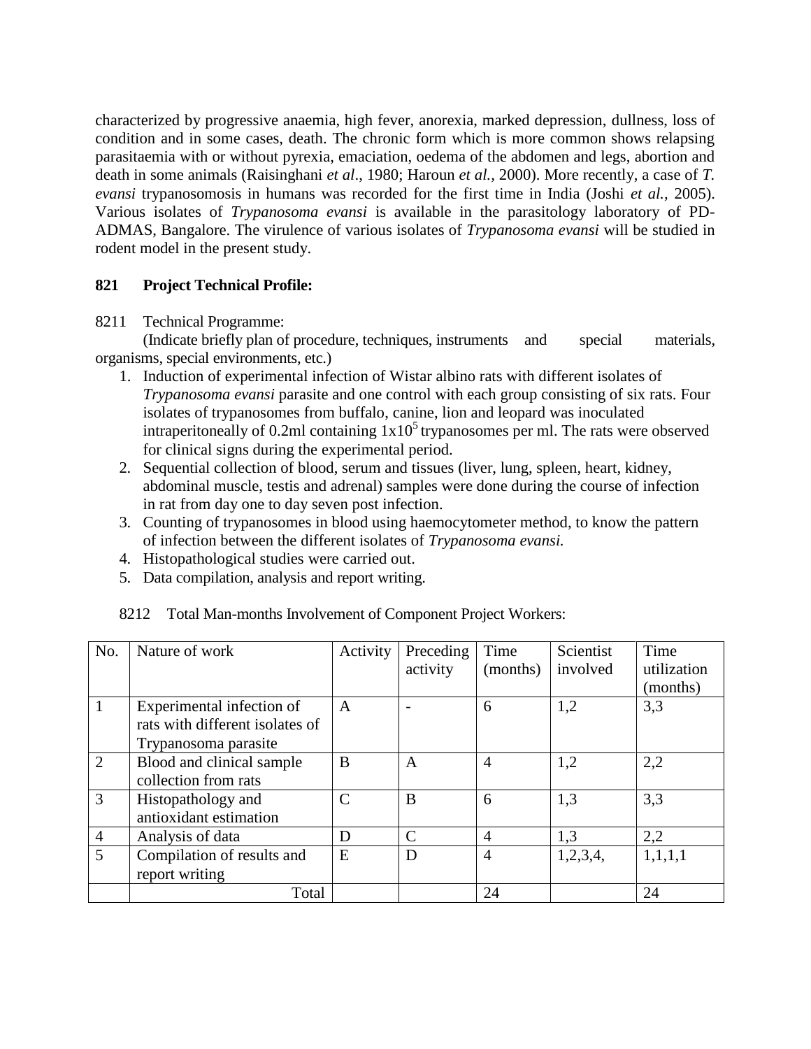characterized by progressive anaemia, high fever, anorexia, marked depression, dullness, loss of condition and in some cases, death. The chronic form which is more common shows relapsing parasitaemia with or without pyrexia, emaciation, oedema of the abdomen and legs, abortion and death in some animals (Raisinghani *et al*., 1980; Haroun *et al.,* 2000). More recently, a case of *T. evansi* trypanosomosis in humans was recorded for the first time in India (Joshi *et al.,* 2005). Various isolates of *Trypanosoma evansi* is available in the parasitology laboratory of PD-ADMAS, Bangalore. The virulence of various isolates of *Trypanosoma evansi* will be studied in rodent model in the present study.

**821 Project Technical Profile:**

8211 Technical Programme:

(Indicate briefly plan of procedure, techniques, instruments and special materials, organisms, special environments, etc.)

1. Induction of experimental infection of Wistar albino rats with different isolates of *Trypanosoma evansi* parasite and one control with each group consisting of six rats. Four isolates of trypanosomes from buffalo, canine, lion and leopard was inoculated intraperitoneally of 0.2ml containing $1x10^5$ trypanosomes per ml. The rats were observed for clinical signs during the experimental period.
2. Sequential collection of blood, serum and tissues (liver, lung, spleen, heart, kidney, abdominal muscle, testis and adrenal) samples were done during the course of infection in rat from day one to day seven post infection.
3. Counting of trypanosomes in blood using haemocytometer method, to know the pattern of infection between the different isolates of *Trypanosoma evansi.*
4. Histopathological studies were carried out.
5. Data compilation, analysis and report writing.

8212 Total Man-months Involvement of Component Project Workers:

| No. | Nature of work | Activity | Preceding activity | Time (months) | Scientist involved | Time utilization (months) |
|---|---|---|---|---|---|---|
| 1 | Experimental infection of rats with different isolates of Trypanosoma parasite | A | - | 6 | 1,2 | 3,3 |
| 2 | Blood and clinical sample collection from rats | B | A | 4 | 1,2 | 2,2 |
| 3 | Histopathology and antioxidant estimation | C | B | 6 | 1,3 | 3,3 |
| 4 | Analysis of data | D | C | 4 | 1,3 | 2,2 |
| 5 | Compilation of results and report writing | E | D | 4 | 1,2,3,4, | 1,1,1,1 |
| | Total | | | 24 | | 24 |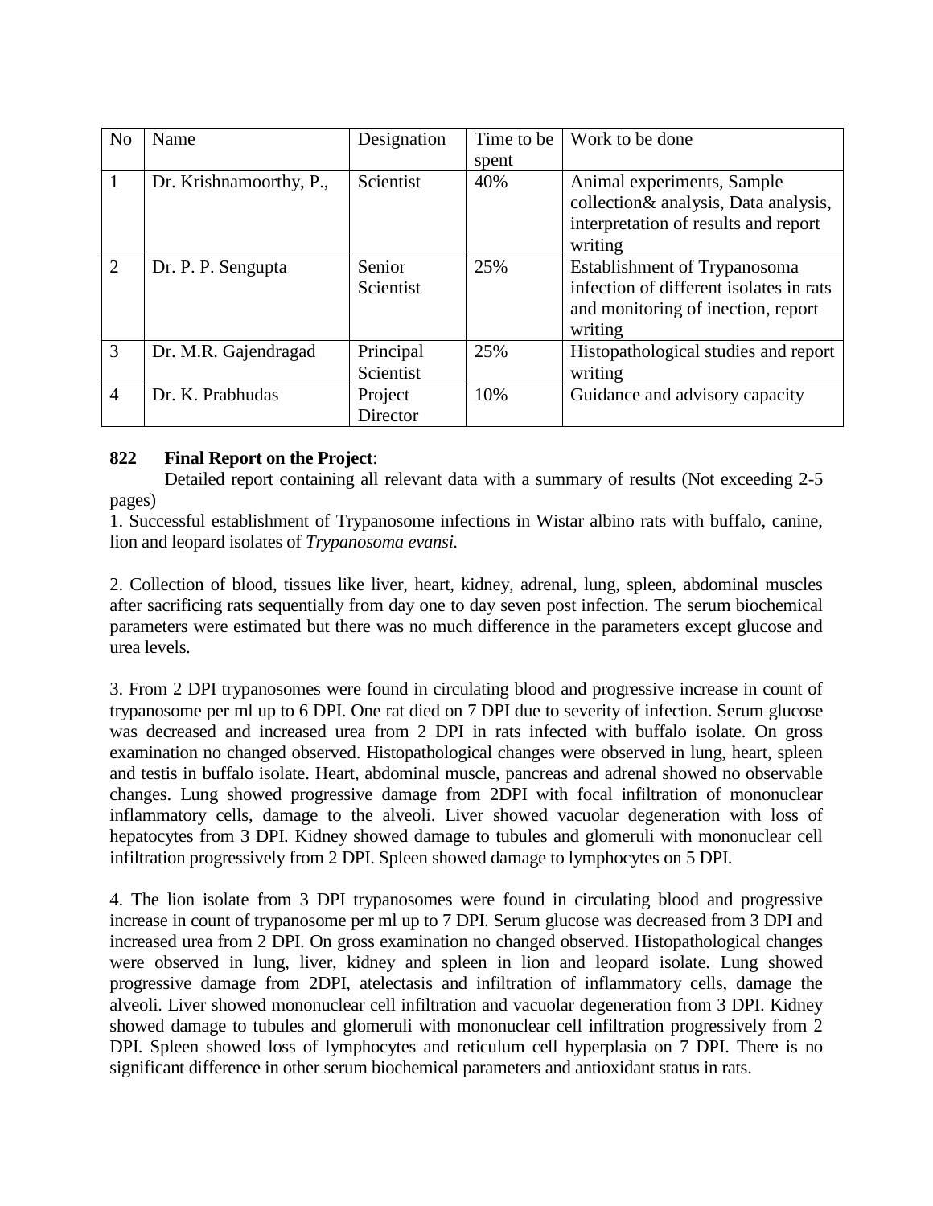| No | Name | Designation | Time to be spent | Work to be done |
|---|---|---|---|---|
| 1 | Dr. Krishnamoorthy, P., | Scientist | 40% | Animal experiments, Sample collection& analysis, Data analysis, interpretation of results and report writing |
| 2 | Dr. P. P. Sengupta | Senior Scientist | 25% | Establishment of Trypanosoma infection of different isolates in rats and monitoring of inection, report writing |
| 3 | Dr. M.R. Gajendragad | Principal Scientist | 25% | Histopathological studies and report writing |
| 4 | Dr. K. Prabhudas | Project Director | 10% | Guidance and advisory capacity |

**822 Final Report on the Project**:

Detailed report containing all relevant data with a summary of results (Not exceeding 2-5 pages)

1. Successful establishment of Trypanosome infections in Wistar albino rats with buffalo, canine, lion and leopard isolates of *Trypanosoma evansi.*

2. Collection of blood, tissues like liver, heart, kidney, adrenal, lung, spleen, abdominal muscles after sacrificing rats sequentially from day one to day seven post infection. The serum biochemical parameters were estimated but there was no much difference in the parameters except glucose and urea levels.

3. From 2 DPI trypanosomes were found in circulating blood and progressive increase in count of trypanosome per ml up to 6 DPI. One rat died on 7 DPI due to severity of infection. Serum glucose was decreased and increased urea from 2 DPI in rats infected with buffalo isolate. On gross examination no changed observed. Histopathological changes were observed in lung, heart, spleen and testis in buffalo isolate. Heart, abdominal muscle, pancreas and adrenal showed no observable changes. Lung showed progressive damage from 2DPI with focal infiltration of mononuclear inflammatory cells, damage to the alveoli. Liver showed vacuolar degeneration with loss of hepatocytes from 3 DPI. Kidney showed damage to tubules and glomeruli with mononuclear cell infiltration progressively from 2 DPI. Spleen showed damage to lymphocytes on 5 DPI.

4. The lion isolate from 3 DPI trypanosomes were found in circulating blood and progressive increase in count of trypanosome per ml up to 7 DPI. Serum glucose was decreased from 3 DPI and increased urea from 2 DPI. On gross examination no changed observed. Histopathological changes were observed in lung, liver, kidney and spleen in lion and leopard isolate. Lung showed progressive damage from 2DPI, atelectasis and infiltration of inflammatory cells, damage the alveoli. Liver showed mononuclear cell infiltration and vacuolar degeneration from 3 DPI. Kidney showed damage to tubules and glomeruli with mononuclear cell infiltration progressively from 2 DPI. Spleen showed loss of lymphocytes and reticulum cell hyperplasia on 7 DPI. There is no significant difference in other serum biochemical parameters and antioxidant status in rats.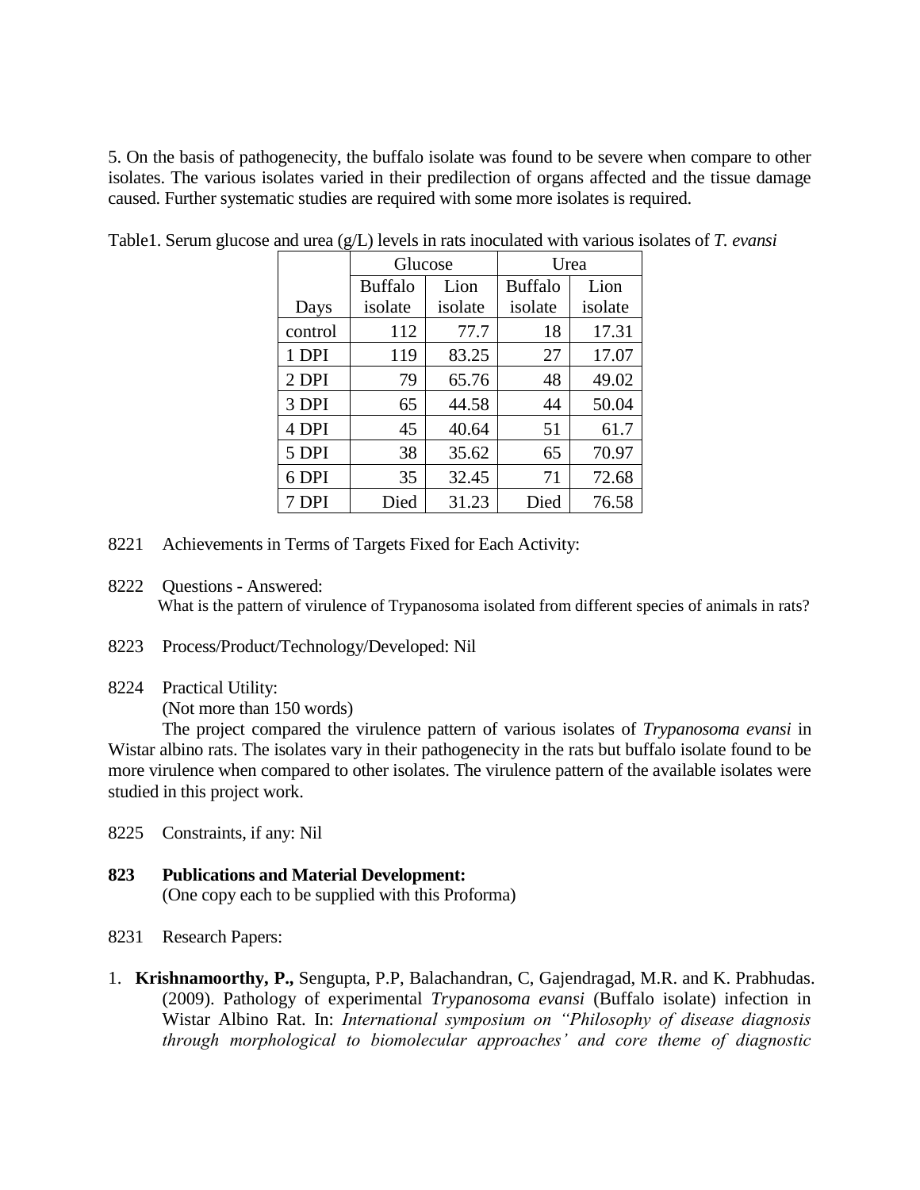5. On the basis of pathogenecity, the buffalo isolate was found to be severe when compare to other isolates. The various isolates varied in their predilection of organs affected and the tissue damage caused. Further systematic studies are required with some more isolates is required.

Table1. Serum glucose and urea (g/L) levels in rats inoculated with various isolates of *T. evansi*

| | Glucose | | Urea | |
|---|---|---|---|---|
| Days | Buffalo isolate | Lion isolate | Buffalo isolate | Lion isolate |
| control | 112 | 77.7 | 18 | 17.31 |
| 1 DPI | 119 | 83.25 | 27 | 17.07 |
| 2 DPI | 79 | 65.76 | 48 | 49.02 |
| 3 DPI | 65 | 44.58 | 44 | 50.04 |
| 4 DPI | 45 | 40.64 | 51 | 61.7 |
| 5 DPI | 38 | 35.62 | 65 | 70.97 |
| 6 DPI | 35 | 32.45 | 71 | 72.68 |
| 7 DPI | Died | 31.23 | Died | 76.58 |

8221 Achievements in Terms of Targets Fixed for Each Activity:

8222 Questions - Answered:
What is the pattern of virulence of Trypanosoma isolated from different species of animals in rats?

8223 Process/Product/Technology/Developed: Nil

8224 Practical Utility:
(Not more than 150 words)

The project compared the virulence pattern of various isolates of *Trypanosoma evansi* in Wistar albino rats. The isolates vary in their pathogenecity in the rats but buffalo isolate found to be more virulence when compared to other isolates. The virulence pattern of the available isolates were studied in this project work.

8225 Constraints, if any: Nil

**823 Publications and Material Development:**
(One copy each to be supplied with this Proforma)

8231 Research Papers:

1. **Krishnamoorthy, P.,** Sengupta, P.P, Balachandran, C, Gajendragad, M.R. and K. Prabhudas. (2009). Pathology of experimental *Trypanosoma evansi* (Buffalo isolate) infection in Wistar Albino Rat. In: *International symposium on "Philosophy of disease diagnosis through morphological to biomolecular approaches' and core theme of diagnostic*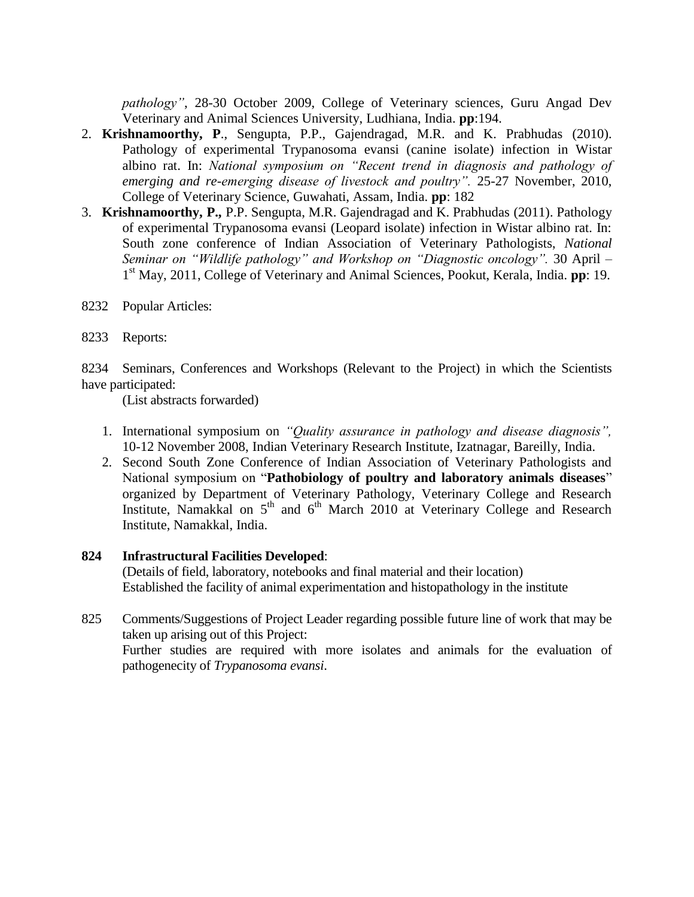*pathology”*, 28-30 October 2009, College of Veterinary sciences, Guru Angad Dev Veterinary and Animal Sciences University, Ludhiana, India. **pp**:194.

2. **Krishnamoorthy, P**., Sengupta, P.P., Gajendragad, M.R. and K. Prabhudas (2010). Pathology of experimental Trypanosoma evansi (canine isolate) infection in Wistar albino rat. In: *National symposium on “Recent trend in diagnosis and pathology of emerging and re-emerging disease of livestock and poultry”.* 25-27 November, 2010, College of Veterinary Science, Guwahati, Assam, India. **pp**: 182
3. **Krishnamoorthy, P.,** P.P. Sengupta, M.R. Gajendragad and K. Prabhudas (2011). Pathology of experimental Trypanosoma evansi (Leopard isolate) infection in Wistar albino rat. In: South zone conference of Indian Association of Veterinary Pathologists, *National Seminar on “Wildlife pathology” and Workshop on “Diagnostic oncology”.* 30 April – 1st May, 2011, College of Veterinary and Animal Sciences, Pookut, Kerala, India. **pp**: 19.

8232 Popular Articles:

8233 Reports:

8234 Seminars, Conferences and Workshops (Relevant to the Project) in which the Scientists have participated:

(List abstracts forwarded)

1. International symposium on *“Quality assurance in pathology and disease diagnosis”,* 10-12 November 2008, Indian Veterinary Research Institute, Izatnagar, Bareilly, India.
2. Second South Zone Conference of Indian Association of Veterinary Pathologists and National symposium on “**Pathobiology of poultry and laboratory animals diseases**” organized by Department of Veterinary Pathology, Veterinary College and Research Institute, Namakkal on 5th and 6th March 2010 at Veterinary College and Research Institute, Namakkal, India.

**824 Infrastructural Facilities Developed**:

(Details of field, laboratory, notebooks and final material and their location)

Established the facility of animal experimentation and histopathology in the institute

825 Comments/Suggestions of Project Leader regarding possible future line of work that may be taken up arising out of this Project:

Further studies are required with more isolates and animals for the evaluation of pathogenecity of *Trypanosoma evansi*.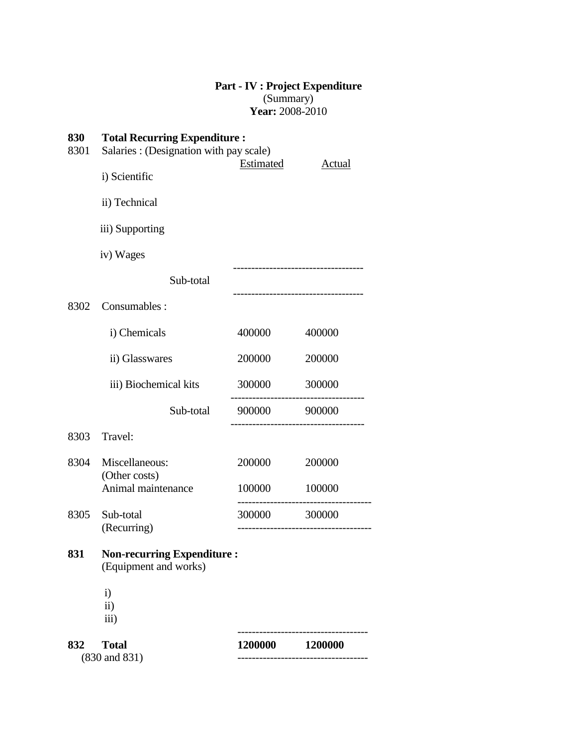**Part - IV : Project Expenditure**
(Summary)
**Year:** 2008-2010

| Code | Item | Estimated | Actual |
|---|---|---|---|
| **830** | **Total Recurring Expenditure :** | | |
| 8301 | Salaries : (Designation with pay scale) | | |
| | i) Scientific | | |
| | ii) Technical | | |
| | iii) Supporting | | |
| | iv) Wages | | |
| | Sub-total | | |
| 8302 | Consumables : | | |
| | i) Chemicals | 400000 | 400000 |
| | ii) Glasswares | 200000 | 200000 |
| | iii) Biochemical kits | 300000 | 300000 |
| | Sub-total | 900000 | 900000 |
| 8303 | Travel: | | |
| 8304 | Miscellaneous: (Other costs) | 200000 | 200000 |
| | Animal maintenance | 100000 | 100000 |
| 8305 | Sub-total (Recurring) | 300000 | 300000 |
| **831** | **Non-recurring Expenditure :** (Equipment and works) | | |
| | i) | | |
| | ii) | | |
| | iii) | | |
| **832** | **Total** (830 and 831) | **1200000** | **1200000** |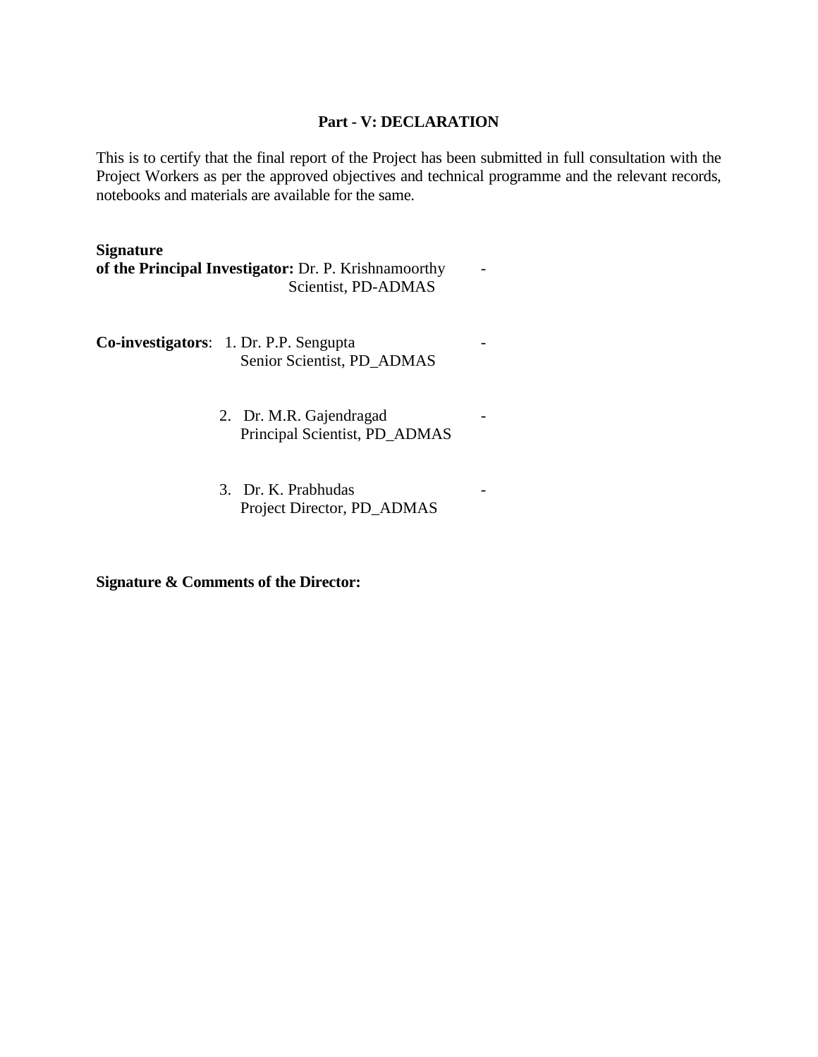## Part - V: DECLARATION

This is to certify that the final report of the Project has been submitted in full consultation with the Project Workers as per the approved objectives and technical programme and the relevant records, notebooks and materials are available for the same.

**Signature**
**of the Principal Investigator:** Dr. P. Krishnamoorthy -
Scientist, PD-ADMAS

**Co-investigators**: 1. Dr. P.P. Sengupta -
Senior Scientist, PD_ADMAS

2. Dr. M.R. Gajendragad -
Principal Scientist, PD_ADMAS

3. Dr. K. Prabhudas -
Project Director, PD_ADMAS

**Signature & Comments of the Director:**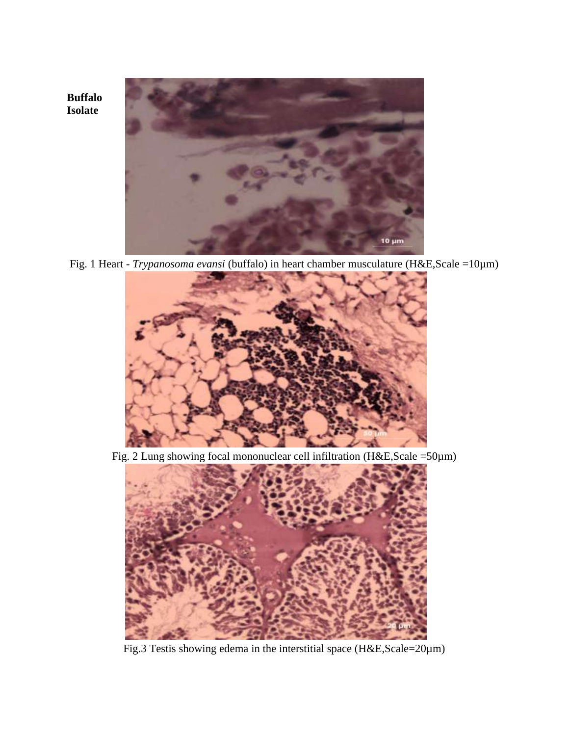**Buffalo Isolate**

Fig. 1 Heart - *Trypanosoma evansi* (buffalo) in heart chamber musculature (H&E,Scale =10µm)

Fig. 2 Lung showing focal mononuclear cell infiltration (H&E,Scale =50µm)

Fig.3 Testis showing edema in the interstitial space (H&E,Scale=20µm)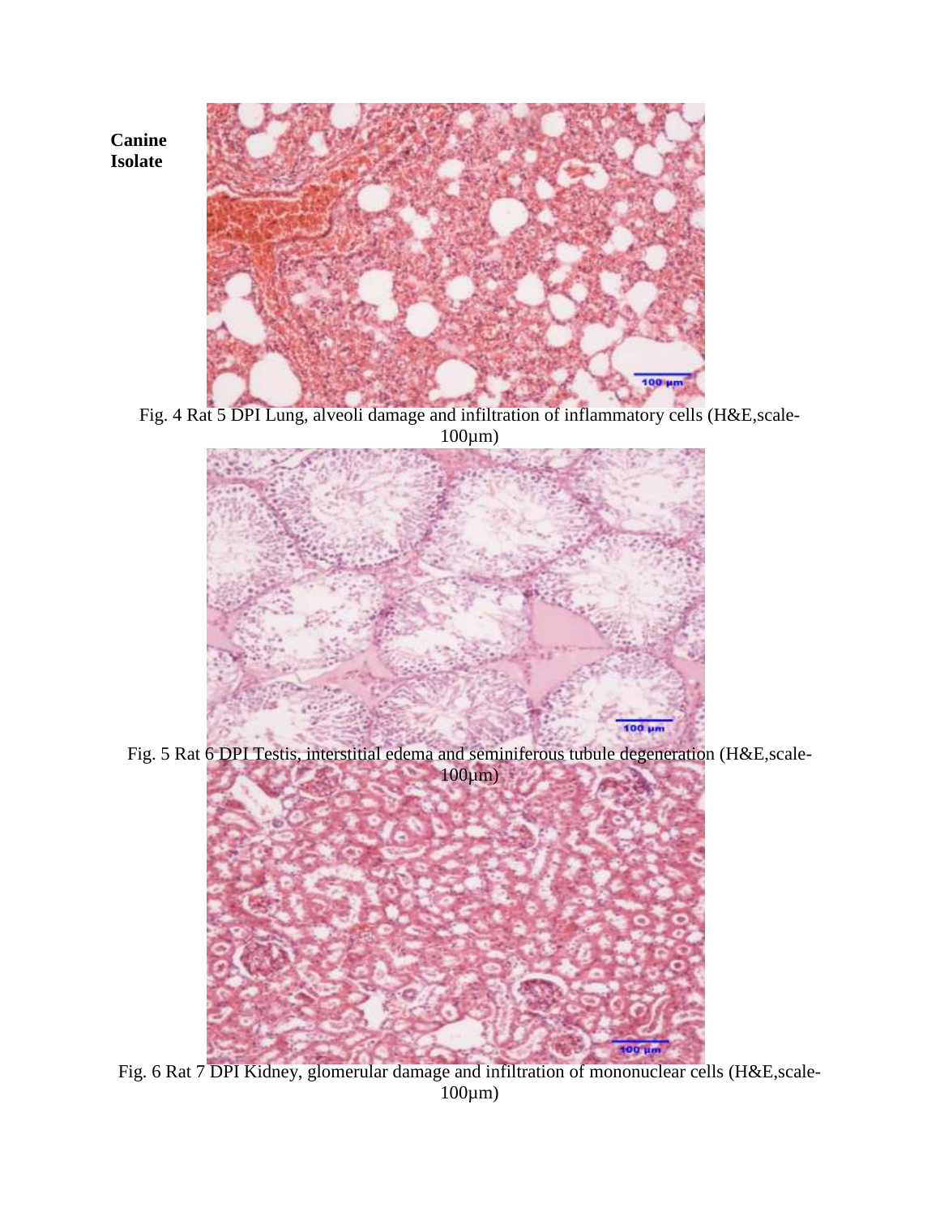**Canine Isolate**

Fig. 4 Rat 5 DPI Lung, alveoli damage and infiltration of inflammatory cells (H&E,scale-100μm)

Fig. 5 Rat 6 DPI Testis, interstitial edema and seminiferous tubule degeneration (H&E,scale-100μm)

Fig. 6 Rat 7 DPI Kidney, glomerular damage and infiltration of mononuclear cells (H&E,scale-100μm)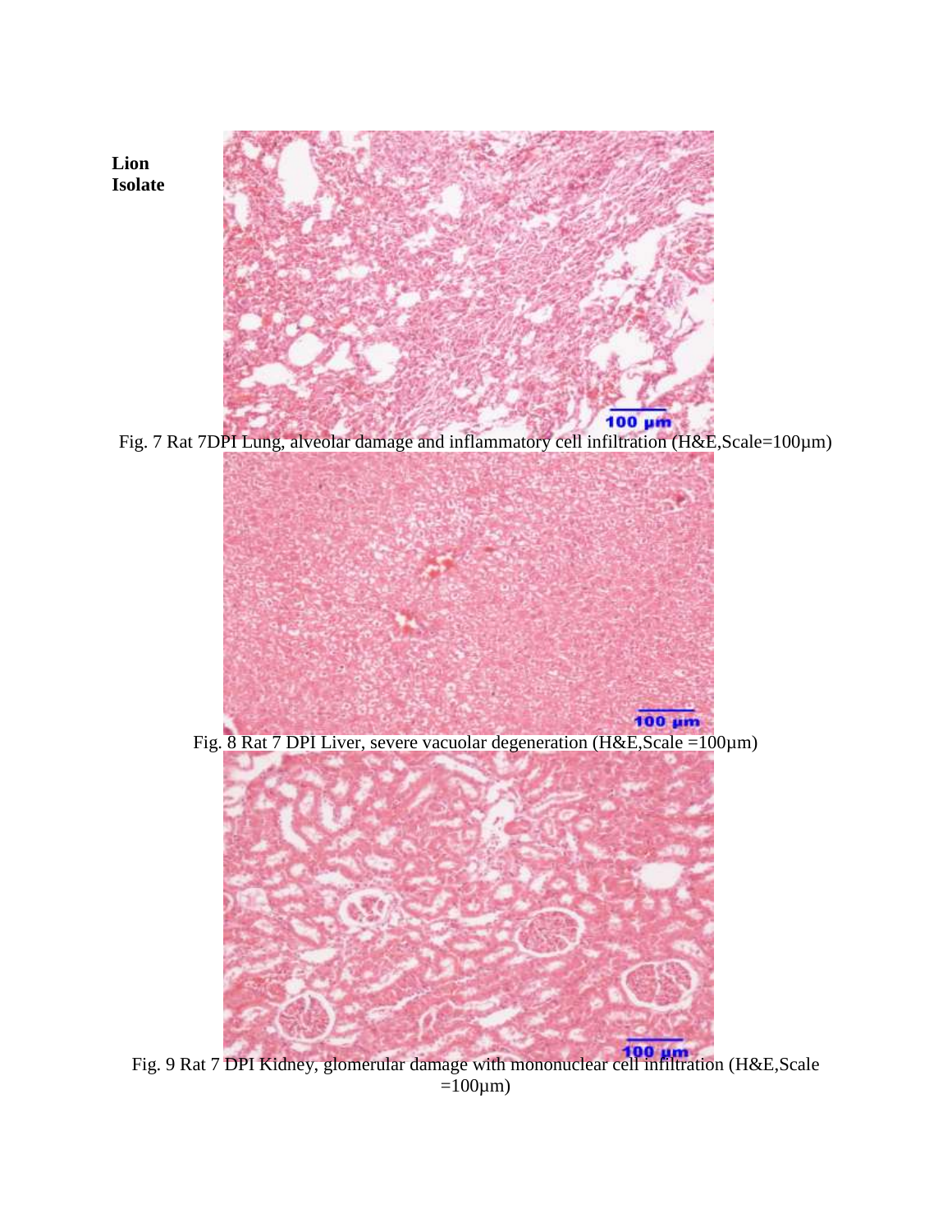**Lion Isolate**

Fig. 7 Rat 7DPI Lung, alveolar damage and inflammatory cell infiltration (H&E,Scale=100µm)

Fig. 8 Rat 7 DPI Liver, severe vacuolar degeneration (H&E,Scale =100µm)

Fig. 9 Rat 7 DPI Kidney, glomerular damage with mononuclear cell infiltration (H&E,Scale =100µm)